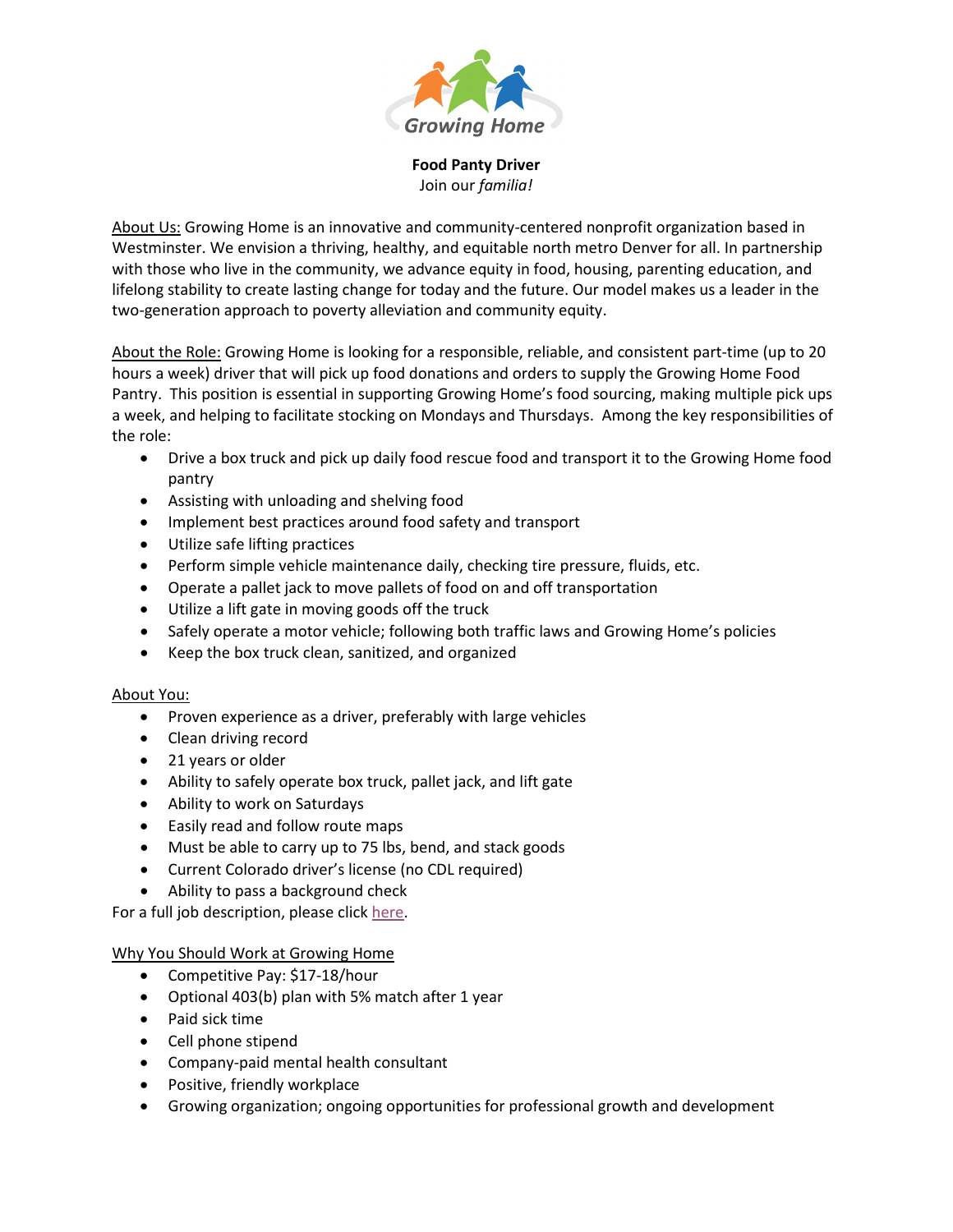Growing Home

**Food Panty Driver**

Join our *familia!*

<u>About Us:</u> Growing Home is an innovative and community-centered nonprofit organization based in Westminster. We envision a thriving, healthy, and equitable north metro Denver for all. In partnership with those who live in the community, we advance equity in food, housing, parenting education, and lifelong stability to create lasting change for today and the future. Our model makes us a leader in the two-generation approach to poverty alleviation and community equity.

<u>About the Role:</u> Growing Home is looking for a responsible, reliable, and consistent part-time (up to 20 hours a week) driver that will pick up food donations and orders to supply the Growing Home Food Pantry. This position is essential in supporting Growing Home's food sourcing, making multiple pick ups a week, and helping to facilitate stocking on Mondays and Thursdays. Among the key responsibilities of the role:

- Drive a box truck and pick up daily food rescue food and transport it to the Growing Home food pantry
- Assisting with unloading and shelving food
- Implement best practices around food safety and transport
- Utilize safe lifting practices
- Perform simple vehicle maintenance daily, checking tire pressure, fluids, etc.
- Operate a pallet jack to move pallets of food on and off transportation
- Utilize a lift gate in moving goods off the truck
- Safely operate a motor vehicle; following both traffic laws and Growing Home's policies
- Keep the box truck clean, sanitized, and organized

<u>About You:</u>

- Proven experience as a driver, preferably with large vehicles
- Clean driving record
- 21 years or older
- Ability to safely operate box truck, pallet jack, and lift gate
- Ability to work on Saturdays
- Easily read and follow route maps
- Must be able to carry up to 75 lbs, bend, and stack goods
- Current Colorado driver's license (no CDL required)
- Ability to pass a background check

For a full job description, please click here.

<u>Why You Should Work at Growing Home</u>

- Competitive Pay: $17-18/hour
- Optional 403(b) plan with 5% match after 1 year
- Paid sick time
- Cell phone stipend
- Company-paid mental health consultant
- Positive, friendly workplace
- Growing organization; ongoing opportunities for professional growth and development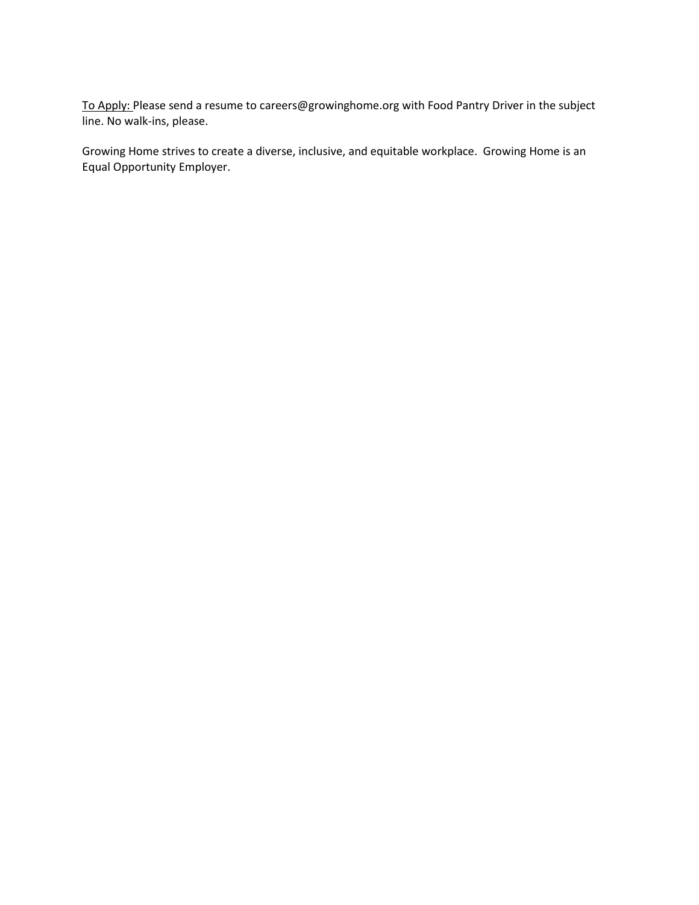<u>To Apply:</u> Please send a resume to careers@growinghome.org with Food Pantry Driver in the subject line. No walk-ins, please.

Growing Home strives to create a diverse, inclusive, and equitable workplace. Growing Home is an Equal Opportunity Employer.